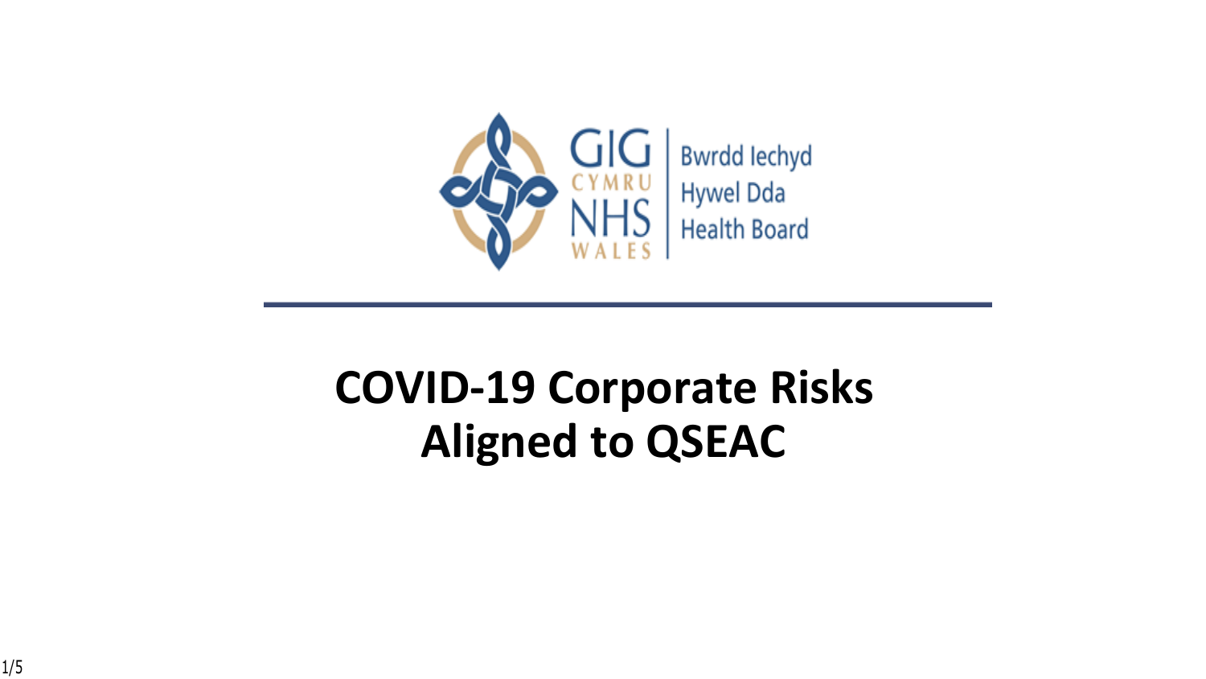GIG CYMRU NHS WALES | Bwrdd Iechyd Hywel Dda Health Board

# COVID-19 Corporate Risks Aligned to QSEAC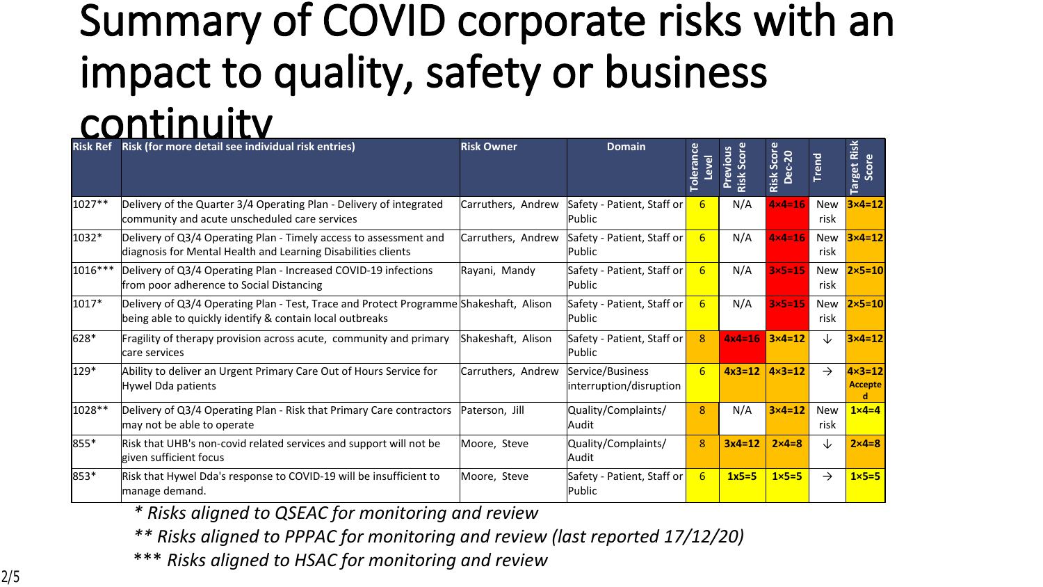# Summary of COVID corporate risks with an impact to quality, safety or business continuity

| Risk Ref | Risk (for more detail see individual risk entries) | Risk Owner | Domain | Tolerance Level | Previous Risk Score | Risk Score Dec-20 | Trend | Target Risk Score |
|---|---|---|---|---|---|---|---|---|
| 1027** | Delivery of the Quarter 3/4 Operating Plan - Delivery of integrated community and acute unscheduled care services | Carruthers, Andrew | Safety - Patient, Staff or Public | 6 | N/A | 4×4=16 | New risk | 3×4=12 |
| 1032* | Delivery of Q3/4 Operating Plan - Timely access to assessment and diagnosis for Mental Health and Learning Disabilities clients | Carruthers, Andrew | Safety - Patient, Staff or Public | 6 | N/A | 4×4=16 | New risk | 3×4=12 |
| 1016*** | Delivery of Q3/4 Operating Plan - Increased COVID-19 infections from poor adherence to Social Distancing | Rayani, Mandy | Safety - Patient, Staff or Public | 6 | N/A | 3×5=15 | New risk | 2×5=10 |
| 1017* | Delivery of Q3/4 Operating Plan - Test, Trace and Protect Programme being able to quickly identify & contain local outbreaks | Shakeshaft, Alison | Safety - Patient, Staff or Public | 6 | N/A | 3×5=15 | New risk | 2×5=10 |
| 628* | Fragility of therapy provision across acute, community and primary care services | Shakeshaft, Alison | Safety - Patient, Staff or Public | 8 | 4x4=16 | 3×4=12 | ↓ | 3×4=12 |
| 129* | Ability to deliver an Urgent Primary Care Out of Hours Service for Hywel Dda patients | Carruthers, Andrew | Service/Business interruption/disruption | 6 | 4x3=12 | 4×3=12 | → | 4×3=12 Accepted |
| 1028** | Delivery of Q3/4 Operating Plan - Risk that Primary Care contractors may not be able to operate | Paterson, Jill | Quality/Complaints/ Audit | 8 | N/A | 3×4=12 | New risk | 1×4=4 |
| 855* | Risk that UHB's non-covid related services and support will not be given sufficient focus | Moore, Steve | Quality/Complaints/ Audit | 8 | 3x4=12 | 2×4=8 | ↓ | 2×4=8 |
| 853* | Risk that Hywel Dda's response to COVID-19 will be insufficient to manage demand. | Moore, Steve | Safety - Patient, Staff or Public | 6 | 1x5=5 | 1x5=5 | → | 1×5=5 |

*\* Risks aligned to QSEAC for monitoring and review*

*\*\* Risks aligned to PPPAC for monitoring and review (last reported 17/12/20)*

*\*\*\* Risks aligned to HSAC for monitoring and review*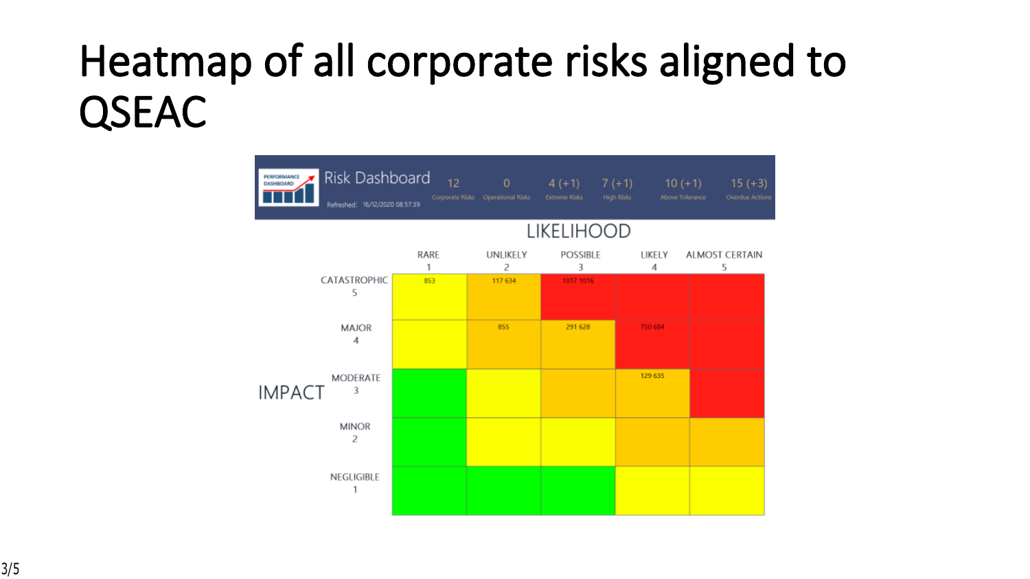# Heatmap of all corporate risks aligned to QSEAC

**Risk Dashboard**

Refreshed: 16/12/2020 08:57:39

| 12 | 0 | 4 (+1) | 7 (+1) | 10 (+1) | 15 (+3) |
|---|---|---|---|---|---|
| Corporate Risks | Operational Risks | Extreme Risks | High Risks | Above Tolerance | Overdue Actions |

**LIKELIHOOD**

| IMPACT | RARE 1 | UNLIKELY 2 | POSSIBLE 3 | LIKELY 4 | ALMOST CERTAIN 5 |
|---|---|---|---|---|---|
| CATASTROPHIC 5 | 853 | 117 634 | 1017 1016 | | |
| MAJOR 4 | | 855 | 291 628 | 750 684 | |
| MODERATE 3 | | | | 129 635 | |
| MINOR 2 | | | | | |
| NEGLIGIBLE 1 | | | | | |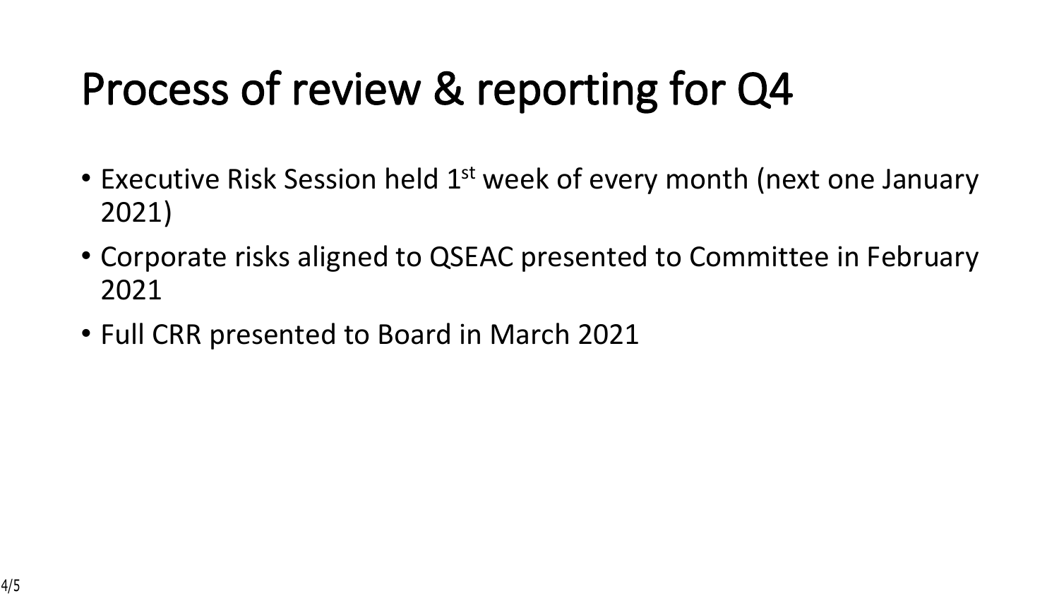# Process of review & reporting for Q4

- Executive Risk Session held 1st week of every month (next one January 2021)
- Corporate risks aligned to QSEAC presented to Committee in February 2021
- Full CRR presented to Board in March 2021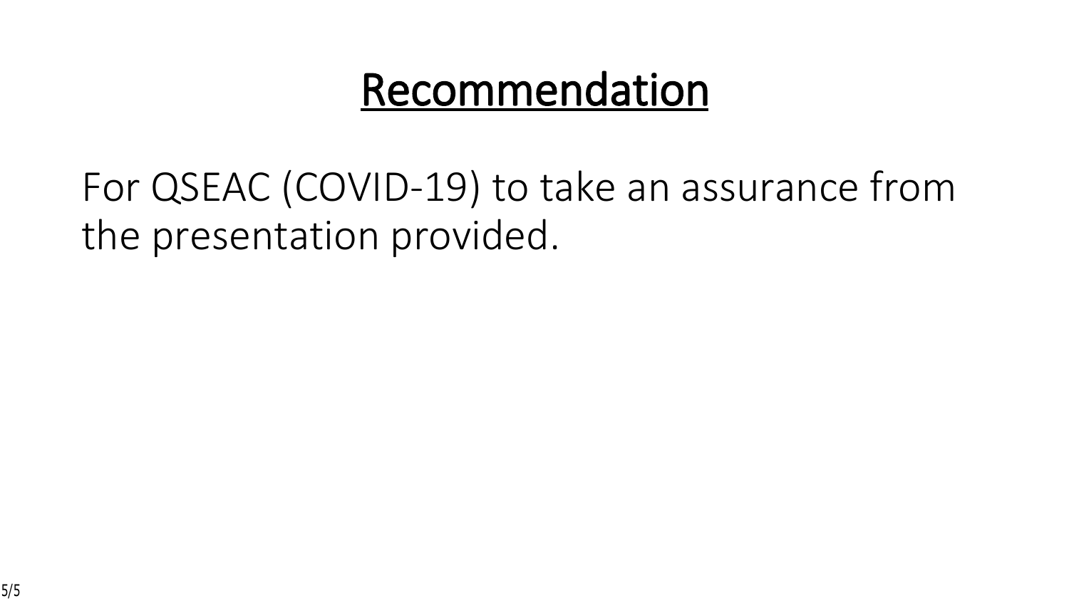# Recommendation

For QSEAC (COVID-19) to take an assurance from the presentation provided.